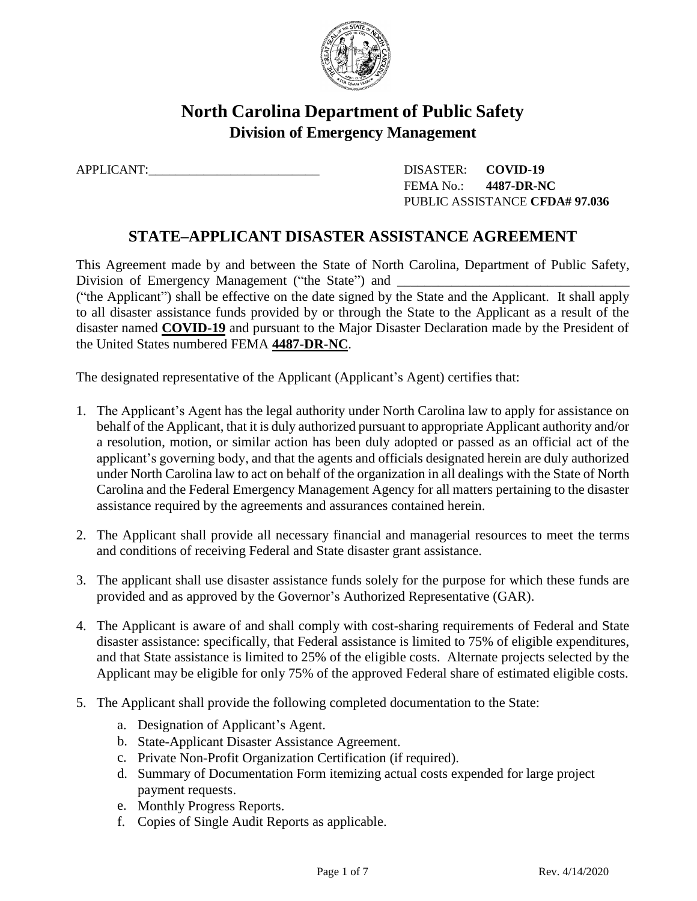# North Carolina Department of Public Safety

## Division of Emergency Management

APPLICANT:___________________________

DISASTER: **COVID-19**
FEMA No.: **4487-DR-NC**
PUBLIC ASSISTANCE **CFDA# 97.036**

## STATE–APPLICANT DISASTER ASSISTANCE AGREEMENT

This Agreement made by and between the State of North Carolina, Department of Public Safety, Division of Emergency Management ("the State") and ___________________________________ ("the Applicant") shall be effective on the date signed by the State and the Applicant. It shall apply to all disaster assistance funds provided by or through the State to the Applicant as a result of the disaster named **COVID-19** and pursuant to the Major Disaster Declaration made by the President of the United States numbered FEMA **4487-DR-NC**.

The designated representative of the Applicant (Applicant's Agent) certifies that:

1. The Applicant's Agent has the legal authority under North Carolina law to apply for assistance on behalf of the Applicant, that it is duly authorized pursuant to appropriate Applicant authority and/or a resolution, motion, or similar action has been duly adopted or passed as an official act of the applicant's governing body, and that the agents and officials designated herein are duly authorized under North Carolina law to act on behalf of the organization in all dealings with the State of North Carolina and the Federal Emergency Management Agency for all matters pertaining to the disaster assistance required by the agreements and assurances contained herein.

2. The Applicant shall provide all necessary financial and managerial resources to meet the terms and conditions of receiving Federal and State disaster grant assistance.

3. The applicant shall use disaster assistance funds solely for the purpose for which these funds are provided and as approved by the Governor's Authorized Representative (GAR).

4. The Applicant is aware of and shall comply with cost-sharing requirements of Federal and State disaster assistance: specifically, that Federal assistance is limited to 75% of eligible expenditures, and that State assistance is limited to 25% of the eligible costs. Alternate projects selected by the Applicant may be eligible for only 75% of the approved Federal share of estimated eligible costs.

5. The Applicant shall provide the following completed documentation to the State:
   a. Designation of Applicant's Agent.
   b. State-Applicant Disaster Assistance Agreement.
   c. Private Non-Profit Organization Certification (if required).
   d. Summary of Documentation Form itemizing actual costs expended for large project payment requests.
   e. Monthly Progress Reports.
   f. Copies of Single Audit Reports as applicable.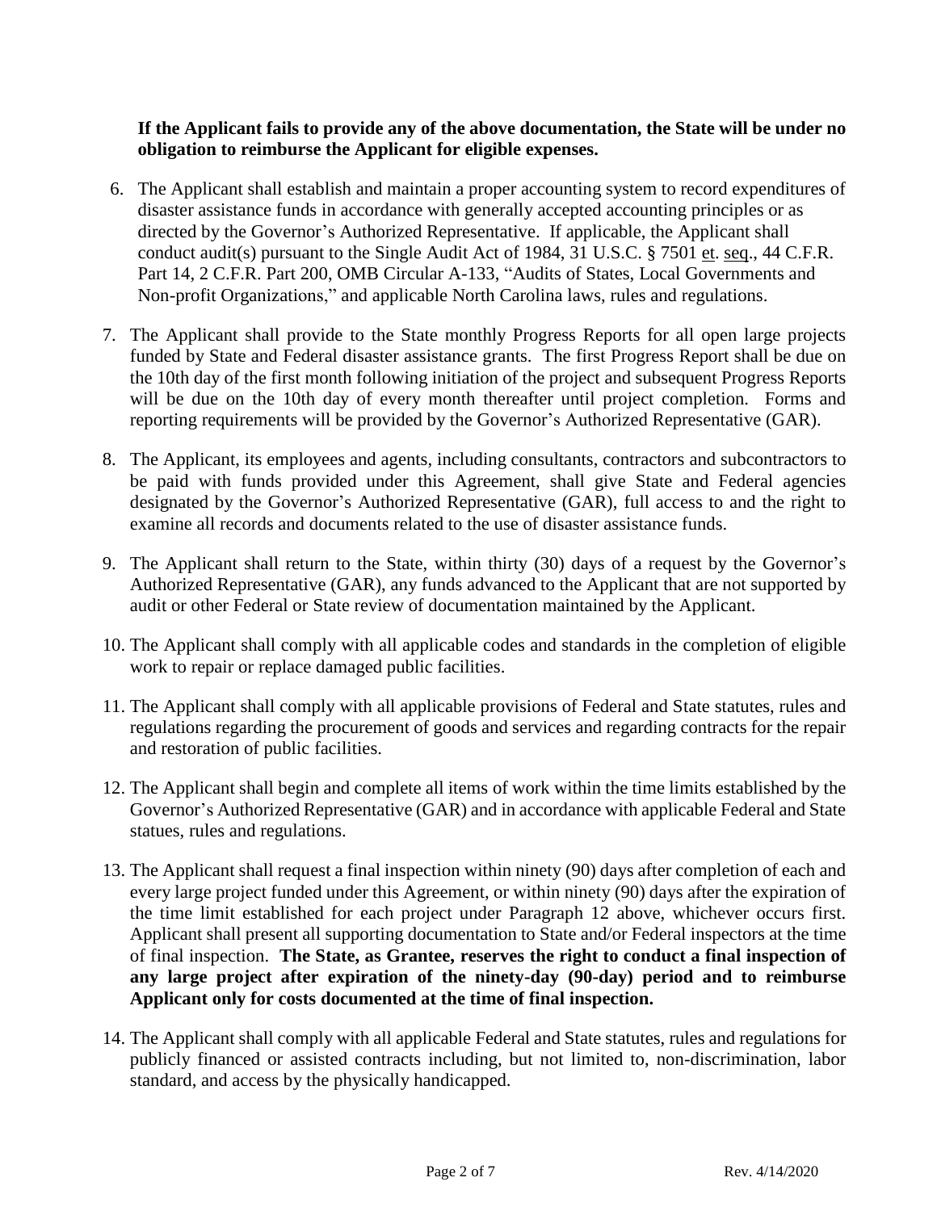**If the Applicant fails to provide any of the above documentation, the State will be under no obligation to reimburse the Applicant for eligible expenses.**

6. The Applicant shall establish and maintain a proper accounting system to record expenditures of disaster assistance funds in accordance with generally accepted accounting principles or as directed by the Governor's Authorized Representative. If applicable, the Applicant shall conduct audit(s) pursuant to the Single Audit Act of 1984, 31 U.S.C. § 7501 et. seq., 44 C.F.R. Part 14, 2 C.F.R. Part 200, OMB Circular A-133, "Audits of States, Local Governments and Non-profit Organizations," and applicable North Carolina laws, rules and regulations.

7. The Applicant shall provide to the State monthly Progress Reports for all open large projects funded by State and Federal disaster assistance grants. The first Progress Report shall be due on the 10th day of the first month following initiation of the project and subsequent Progress Reports will be due on the 10th day of every month thereafter until project completion. Forms and reporting requirements will be provided by the Governor's Authorized Representative (GAR).

8. The Applicant, its employees and agents, including consultants, contractors and subcontractors to be paid with funds provided under this Agreement, shall give State and Federal agencies designated by the Governor's Authorized Representative (GAR), full access to and the right to examine all records and documents related to the use of disaster assistance funds.

9. The Applicant shall return to the State, within thirty (30) days of a request by the Governor's Authorized Representative (GAR), any funds advanced to the Applicant that are not supported by audit or other Federal or State review of documentation maintained by the Applicant.

10. The Applicant shall comply with all applicable codes and standards in the completion of eligible work to repair or replace damaged public facilities.

11. The Applicant shall comply with all applicable provisions of Federal and State statutes, rules and regulations regarding the procurement of goods and services and regarding contracts for the repair and restoration of public facilities.

12. The Applicant shall begin and complete all items of work within the time limits established by the Governor's Authorized Representative (GAR) and in accordance with applicable Federal and State statues, rules and regulations.

13. The Applicant shall request a final inspection within ninety (90) days after completion of each and every large project funded under this Agreement, or within ninety (90) days after the expiration of the time limit established for each project under Paragraph 12 above, whichever occurs first. Applicant shall present all supporting documentation to State and/or Federal inspectors at the time of final inspection. **The State, as Grantee, reserves the right to conduct a final inspection of any large project after expiration of the ninety-day (90-day) period and to reimburse Applicant only for costs documented at the time of final inspection.**

14. The Applicant shall comply with all applicable Federal and State statutes, rules and regulations for publicly financed or assisted contracts including, but not limited to, non-discrimination, labor standard, and access by the physically handicapped.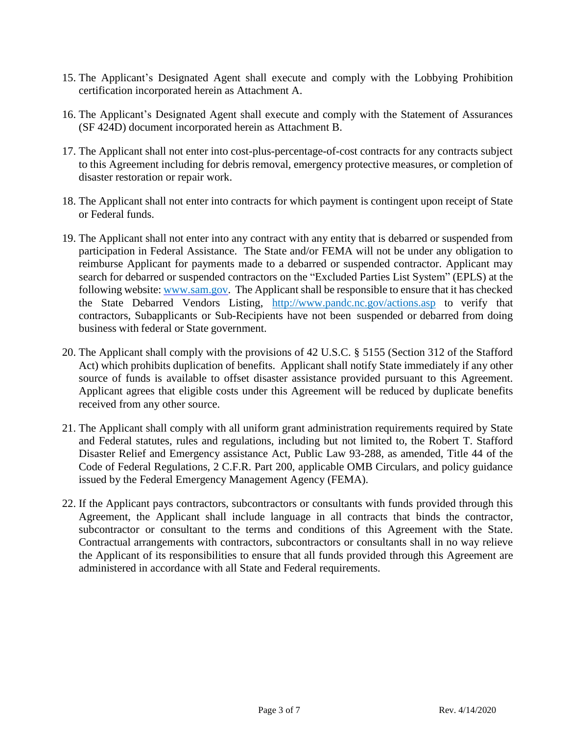15. The Applicant's Designated Agent shall execute and comply with the Lobbying Prohibition certification incorporated herein as Attachment A.

16. The Applicant's Designated Agent shall execute and comply with the Statement of Assurances (SF 424D) document incorporated herein as Attachment B.

17. The Applicant shall not enter into cost-plus-percentage-of-cost contracts for any contracts subject to this Agreement including for debris removal, emergency protective measures, or completion of disaster restoration or repair work.

18. The Applicant shall not enter into contracts for which payment is contingent upon receipt of State or Federal funds.

19. The Applicant shall not enter into any contract with any entity that is debarred or suspended from participation in Federal Assistance. The State and/or FEMA will not be under any obligation to reimburse Applicant for payments made to a debarred or suspended contractor. Applicant may search for debarred or suspended contractors on the "Excluded Parties List System" (EPLS) at the following website: [www.sam.gov](http://www.sam.gov). The Applicant shall be responsible to ensure that it has checked the State Debarred Vendors Listing, [http://www.pandc.nc.gov/actions.asp](http://www.pandc.nc.gov/actions.asp) to verify that contractors, Subapplicants or Sub-Recipients have not been suspended or debarred from doing business with federal or State government.

20. The Applicant shall comply with the provisions of 42 U.S.C. § 5155 (Section 312 of the Stafford Act) which prohibits duplication of benefits. Applicant shall notify State immediately if any other source of funds is available to offset disaster assistance provided pursuant to this Agreement. Applicant agrees that eligible costs under this Agreement will be reduced by duplicate benefits received from any other source.

21. The Applicant shall comply with all uniform grant administration requirements required by State and Federal statutes, rules and regulations, including but not limited to, the Robert T. Stafford Disaster Relief and Emergency assistance Act, Public Law 93-288, as amended, Title 44 of the Code of Federal Regulations, 2 C.F.R. Part 200, applicable OMB Circulars, and policy guidance issued by the Federal Emergency Management Agency (FEMA).

22. If the Applicant pays contractors, subcontractors or consultants with funds provided through this Agreement, the Applicant shall include language in all contracts that binds the contractor, subcontractor or consultant to the terms and conditions of this Agreement with the State. Contractual arrangements with contractors, subcontractors or consultants shall in no way relieve the Applicant of its responsibilities to ensure that all funds provided through this Agreement are administered in accordance with all State and Federal requirements.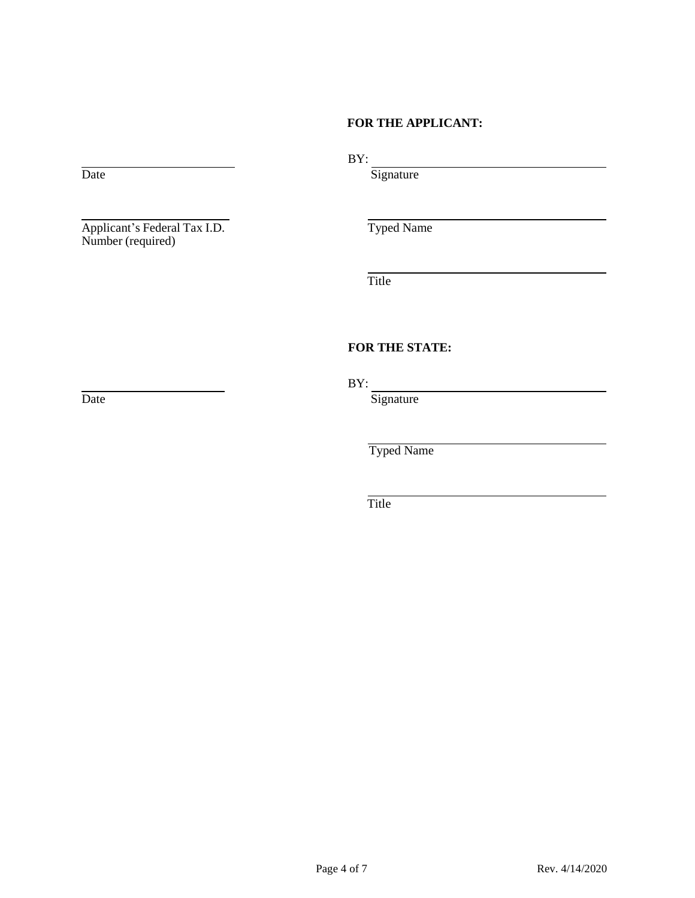**FOR THE APPLICANT:**

| | |
|---|---|
| ______________________ | BY: ______________________________ |
| Date | Signature |
| ______________________ | ______________________________ |
| Applicant's Federal Tax I.D. Number (required) | Typed Name |
| | ______________________________ |
| | Title |

**FOR THE STATE:**

| | |
|---|---|
| ______________________ | BY: ______________________________ |
| Date | Signature |
| | ______________________________ |
| | Typed Name |
| | ______________________________ |
| | Title |

Rev. 4/14/2020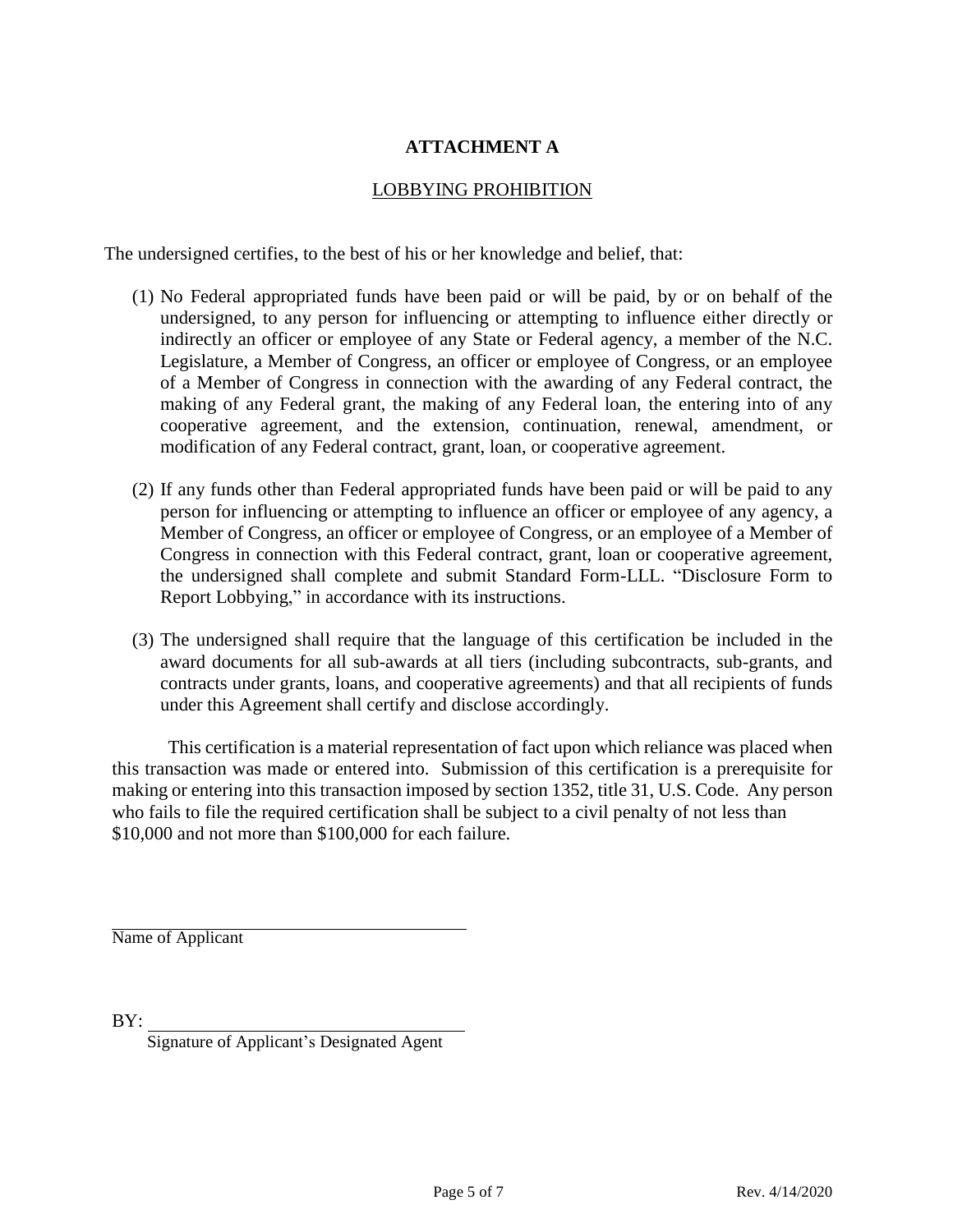# ATTACHMENT A

## LOBBYING PROHIBITION

The undersigned certifies, to the best of his or her knowledge and belief, that:

(1) No Federal appropriated funds have been paid or will be paid, by or on behalf of the undersigned, to any person for influencing or attempting to influence either directly or indirectly an officer or employee of any State or Federal agency, a member of the N.C. Legislature, a Member of Congress, an officer or employee of Congress, or an employee of a Member of Congress in connection with the awarding of any Federal contract, the making of any Federal grant, the making of any Federal loan, the entering into of any cooperative agreement, and the extension, continuation, renewal, amendment, or modification of any Federal contract, grant, loan, or cooperative agreement.

(2) If any funds other than Federal appropriated funds have been paid or will be paid to any person for influencing or attempting to influence an officer or employee of any agency, a Member of Congress, an officer or employee of Congress, or an employee of a Member of Congress in connection with this Federal contract, grant, loan or cooperative agreement, the undersigned shall complete and submit Standard Form-LLL. "Disclosure Form to Report Lobbying," in accordance with its instructions.

(3) The undersigned shall require that the language of this certification be included in the award documents for all sub-awards at all tiers (including subcontracts, sub-grants, and contracts under grants, loans, and cooperative agreements) and that all recipients of funds under this Agreement shall certify and disclose accordingly.

This certification is a material representation of fact upon which reliance was placed when this transaction was made or entered into. Submission of this certification is a prerequisite for making or entering into this transaction imposed by section 1352, title 31, U.S. Code. Any person who fails to file the required certification shall be subject to a civil penalty of not less than $10,000 and not more than $100,000 for each failure.

\_\_\_\_\_\_\_\_\_\_\_\_\_\_\_\_\_\_\_\_\_\_\_\_\_\_\_\_\_\_\_\_\_\_\_\_
Name of Applicant

BY: \_\_\_\_\_\_\_\_\_\_\_\_\_\_\_\_\_\_\_\_\_\_\_\_\_\_\_\_\_\_\_\_\_\_\_\_
Signature of Applicant's Designated Agent

Rev. 4/14/2020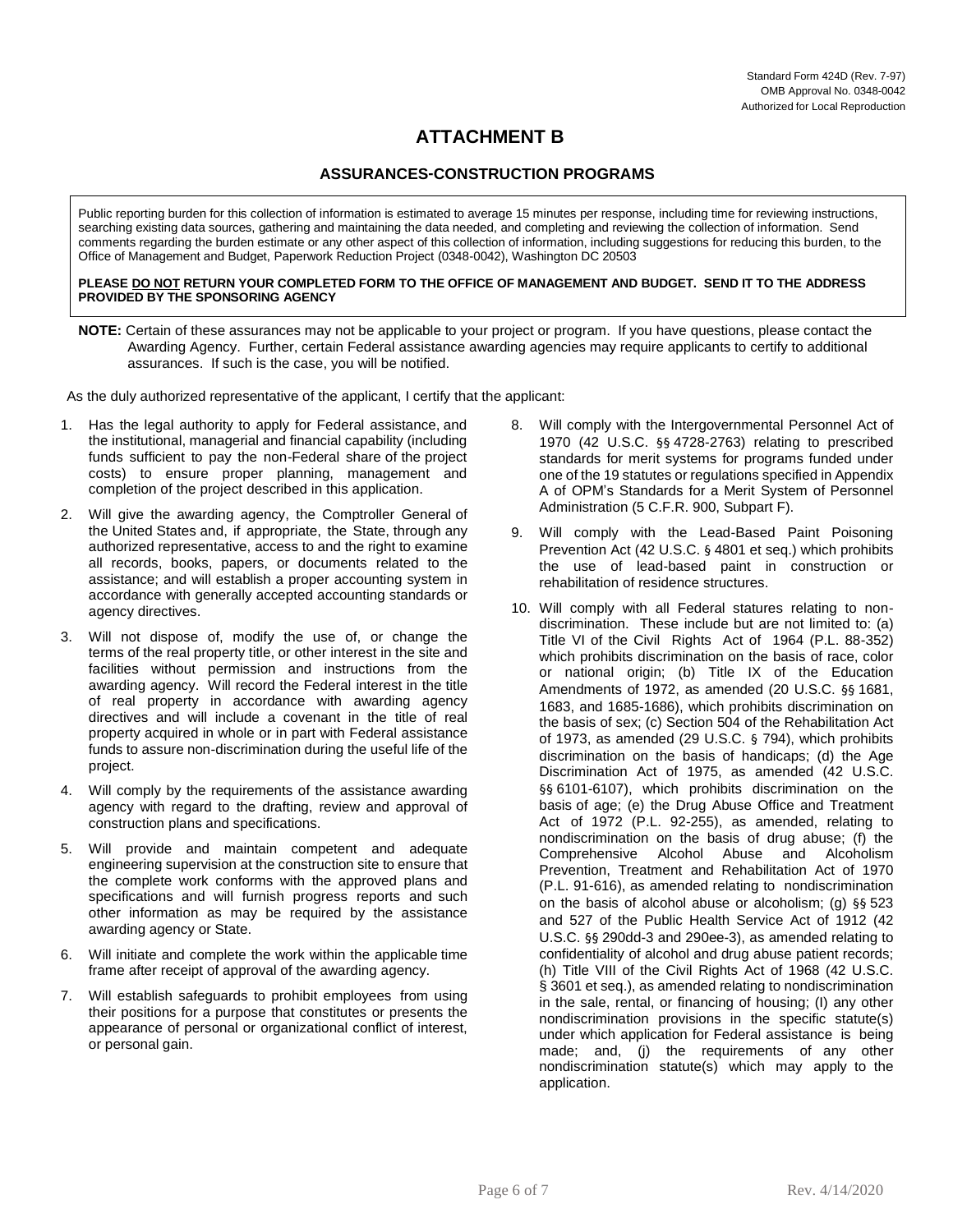Standard Form 424D (Rev. 7-97)
OMB Approval No. 0348-0042
Authorized for Local Reproduction

# ATTACHMENT B

## ASSURANCES-CONSTRUCTION PROGRAMS

Public reporting burden for this collection of information is estimated to average 15 minutes per response, including time for reviewing instructions, searching existing data sources, gathering and maintaining the data needed, and completing and reviewing the collection of information. Send comments regarding the burden estimate or any other aspect of this collection of information, including suggestions for reducing this burden, to the Office of Management and Budget, Paperwork Reduction Project (0348-0042), Washington DC 20503

**PLEASE DO NOT RETURN YOUR COMPLETED FORM TO THE OFFICE OF MANAGEMENT AND BUDGET. SEND IT TO THE ADDRESS PROVIDED BY THE SPONSORING AGENCY**

**NOTE:** Certain of these assurances may not be applicable to your project or program. If you have questions, please contact the Awarding Agency. Further, certain Federal assistance awarding agencies may require applicants to certify to additional assurances. If such is the case, you will be notified.

As the duly authorized representative of the applicant, I certify that the applicant:

1. Has the legal authority to apply for Federal assistance, and the institutional, managerial and financial capability (including funds sufficient to pay the non-Federal share of the project costs) to ensure proper planning, management and completion of the project described in this application.
2. Will give the awarding agency, the Comptroller General of the United States and, if appropriate, the State, through any authorized representative, access to and the right to examine all records, books, papers, or documents related to the assistance; and will establish a proper accounting system in accordance with generally accepted accounting standards or agency directives.
3. Will not dispose of, modify the use of, or change the terms of the real property title, or other interest in the site and facilities without permission and instructions from the awarding agency. Will record the Federal interest in the title of real property in accordance with awarding agency directives and will include a covenant in the title of real property acquired in whole or in part with Federal assistance funds to assure non-discrimination during the useful life of the project.
4. Will comply by the requirements of the assistance awarding agency with regard to the drafting, review and approval of construction plans and specifications.
5. Will provide and maintain competent and adequate engineering supervision at the construction site to ensure that the complete work conforms with the approved plans and specifications and will furnish progress reports and such other information as may be required by the assistance awarding agency or State.
6. Will initiate and complete the work within the applicable time frame after receipt of approval of the awarding agency.
7. Will establish safeguards to prohibit employees from using their positions for a purpose that constitutes or presents the appearance of personal or organizational conflict of interest, or personal gain.
8. Will comply with the Intergovernmental Personnel Act of 1970 (42 U.S.C. §§ 4728-2763) relating to prescribed standards for merit systems for programs funded under one of the 19 statutes or regulations specified in Appendix A of OPM's Standards for a Merit System of Personnel Administration (5 C.F.R. 900, Subpart F).
9. Will comply with the Lead-Based Paint Poisoning Prevention Act (42 U.S.C. § 4801 et seq.) which prohibits the use of lead-based paint in construction or rehabilitation of residence structures.
10. Will comply with all Federal statures relating to non-discrimination. These include but are not limited to: (a) Title VI of the Civil Rights Act of 1964 (P.L. 88-352) which prohibits discrimination on the basis of race, color or national origin; (b) Title IX of the Education Amendments of 1972, as amended (20 U.S.C. §§ 1681, 1683, and 1685-1686), which prohibits discrimination on the basis of sex; (c) Section 504 of the Rehabilitation Act of 1973, as amended (29 U.S.C. § 794), which prohibits discrimination on the basis of handicaps; (d) the Age Discrimination Act of 1975, as amended (42 U.S.C. §§ 6101-6107), which prohibits discrimination on the basis of age; (e) the Drug Abuse Office and Treatment Act of 1972 (P.L. 92-255), as amended, relating to nondiscrimination on the basis of drug abuse; (f) the Comprehensive Alcohol Abuse and Alcoholism Prevention, Treatment and Rehabilitation Act of 1970 (P.L. 91-616), as amended relating to nondiscrimination on the basis of alcohol abuse or alcoholism; (g) §§ 523 and 527 of the Public Health Service Act of 1912 (42 U.S.C. §§ 290dd-3 and 290ee-3), as amended relating to confidentiality of alcohol and drug abuse patient records; (h) Title VIII of the Civil Rights Act of 1968 (42 U.S.C. § 3601 et seq.), as amended relating to nondiscrimination in the sale, rental, or financing of housing; (I) any other nondiscrimination provisions in the specific statute(s) under which application for Federal assistance is being made; and, (j) the requirements of any other nondiscrimination statute(s) which may apply to the application.

Rev. 4/14/2020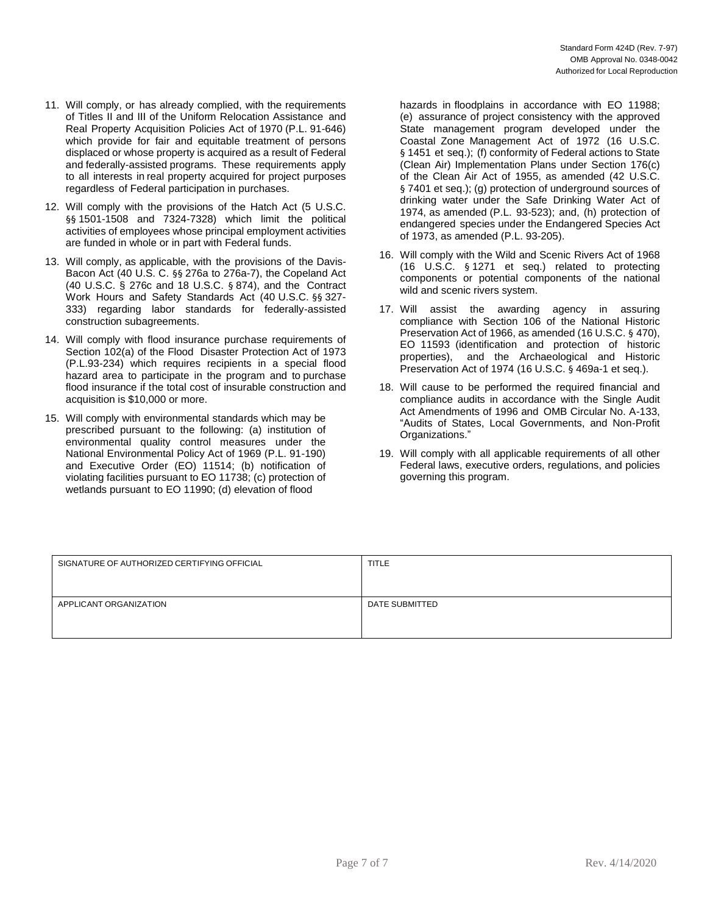Standard Form 424D (Rev. 7-97)
OMB Approval No. 0348-0042
Authorized for Local Reproduction

11. Will comply, or has already complied, with the requirements of Titles II and III of the Uniform Relocation Assistance and Real Property Acquisition Policies Act of 1970 (P.L. 91-646) which provide for fair and equitable treatment of persons displaced or whose property is acquired as a result of Federal and federally-assisted programs. These requirements apply to all interests in real property acquired for project purposes regardless of Federal participation in purchases.

12. Will comply with the provisions of the Hatch Act (5 U.S.C. §§ 1501-1508 and 7324-7328) which limit the political activities of employees whose principal employment activities are funded in whole or in part with Federal funds.

13. Will comply, as applicable, with the provisions of the Davis-Bacon Act (40 U.S. C. §§ 276a to 276a-7), the Copeland Act (40 U.S.C. § 276c and 18 U.S.C. § 874), and the Contract Work Hours and Safety Standards Act (40 U.S.C. §§ 327-333) regarding labor standards for federally-assisted construction subagreements.

14. Will comply with flood insurance purchase requirements of Section 102(a) of the Flood Disaster Protection Act of 1973 (P.L.93-234) which requires recipients in a special flood hazard area to participate in the program and to purchase flood insurance if the total cost of insurable construction and acquisition is $10,000 or more.

15. Will comply with environmental standards which may be prescribed pursuant to the following: (a) institution of environmental quality control measures under the National Environmental Policy Act of 1969 (P.L. 91-190) and Executive Order (EO) 11514; (b) notification of violating facilities pursuant to EO 11738; (c) protection of wetlands pursuant to EO 11990; (d) elevation of flood hazards in floodplains in accordance with EO 11988; (e) assurance of project consistency with the approved State management program developed under the Coastal Zone Management Act of 1972 (16 U.S.C. § 1451 et seq.); (f) conformity of Federal actions to State (Clean Air) Implementation Plans under Section 176(c) of the Clean Air Act of 1955, as amended (42 U.S.C. § 7401 et seq.); (g) protection of underground sources of drinking water under the Safe Drinking Water Act of 1974, as amended (P.L. 93-523); and, (h) protection of endangered species under the Endangered Species Act of 1973, as amended (P.L. 93-205).

16. Will comply with the Wild and Scenic Rivers Act of 1968 (16 U.S.C. § 1271 et seq.) related to protecting components or potential components of the national wild and scenic rivers system.

17. Will assist the awarding agency in assuring compliance with Section 106 of the National Historic Preservation Act of 1966, as amended (16 U.S.C. § 470), EO 11593 (identification and protection of historic properties), and the Archaeological and Historic Preservation Act of 1974 (16 U.S.C. § 469a-1 et seq.).

18. Will cause to be performed the required financial and compliance audits in accordance with the Single Audit Act Amendments of 1996 and OMB Circular No. A-133, "Audits of States, Local Governments, and Non-Profit Organizations."

19. Will comply with all applicable requirements of all other Federal laws, executive orders, regulations, and policies governing this program.

| | |
|---|---|
| SIGNATURE OF AUTHORIZED CERTIFYING OFFICIAL | TITLE |
| APPLICANT ORGANIZATION | DATE SUBMITTED |

Rev. 4/14/2020